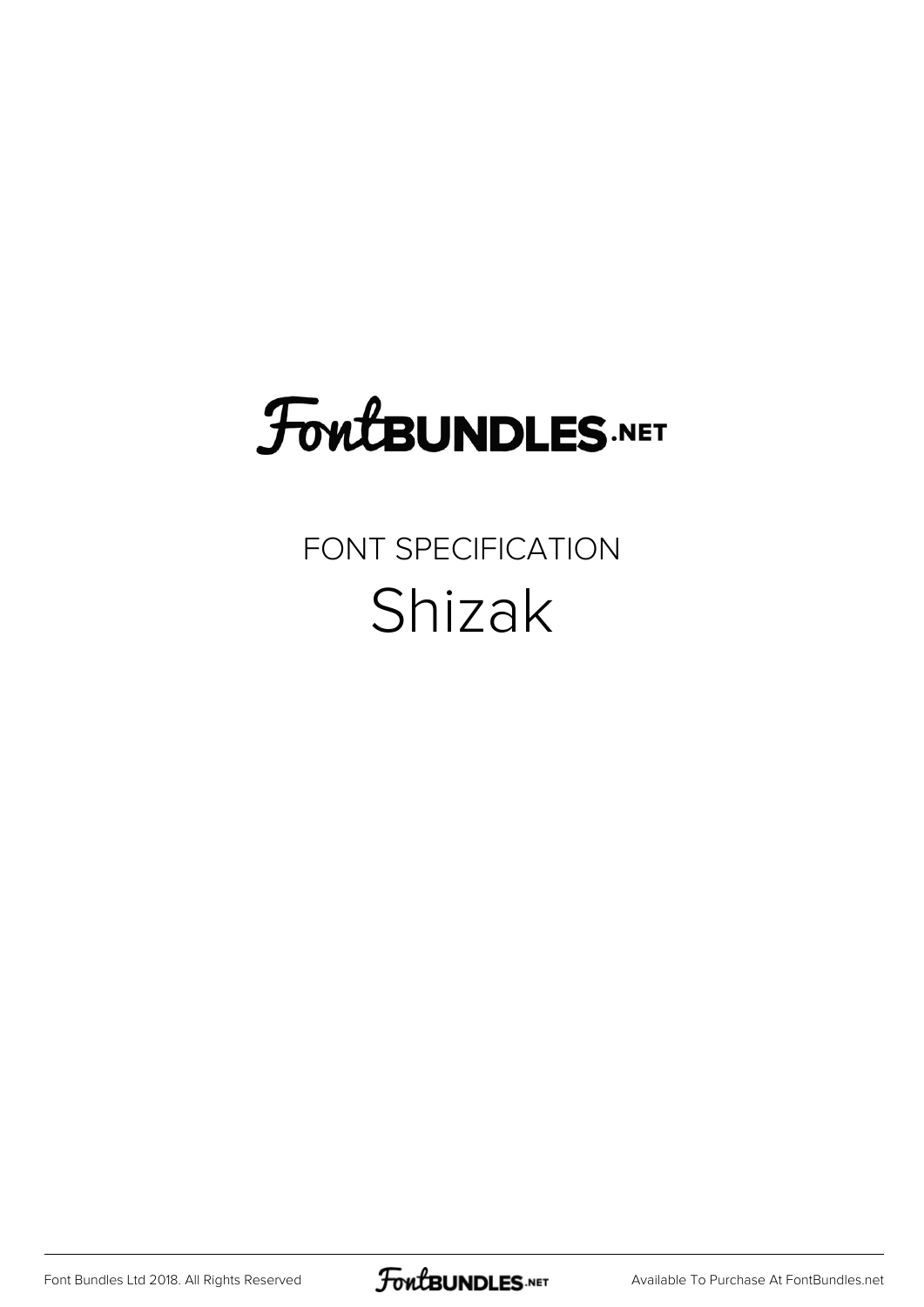# FontBUNDLES.NET

FONT SPECIFICATION

## Shizak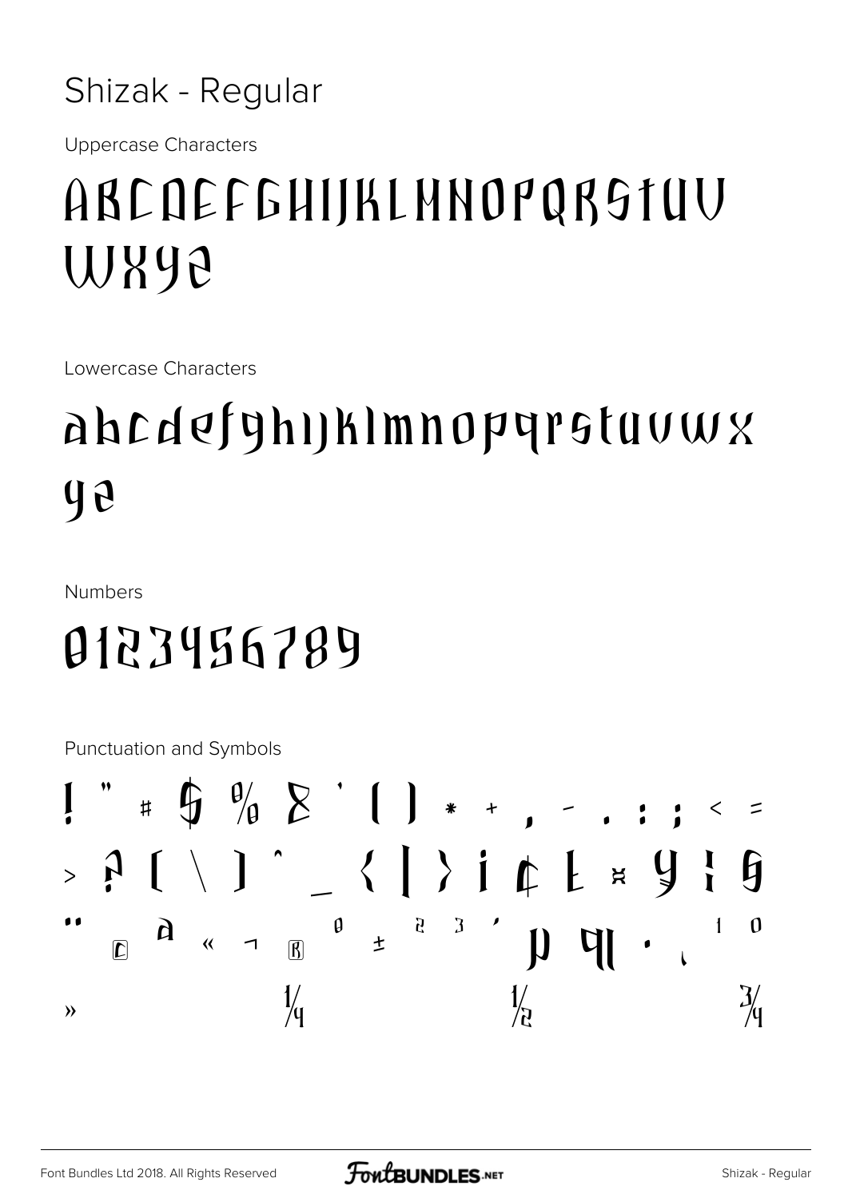# Shizak - Regular

Uppercase Characters

ABCDEFGHIJKLMNOPQRSTUV WXYZ

Lowercase Characters

abcdefghijklmnopqrstuvwx yz

Numbers

0123456789

Punctuation and Symbols

! " # $ % & ' ( ) * + , - . : ; < = > ? [ \ ] ^ _ { | } ¡ ¢ £ ¤ ¥ ¦ § ¨ © ª « ¬ ® ° ± ² ³ ´ µ ¶ · ¸ ¹ º » ¼ ½ ¾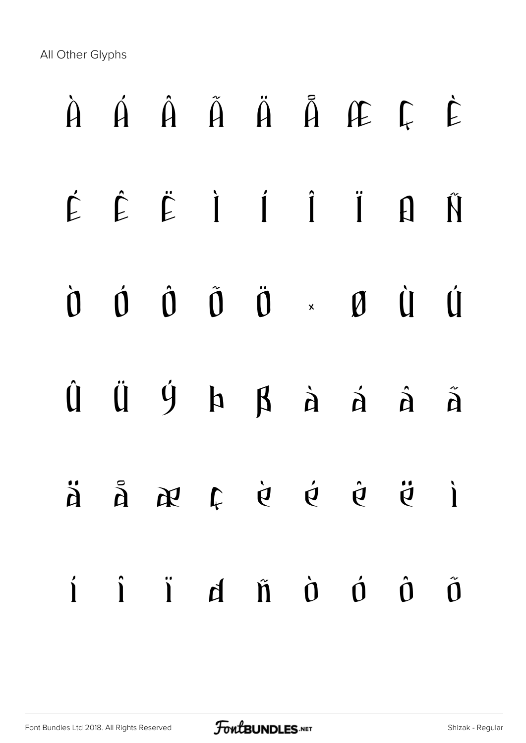All Other Glyphs

À Á Â Ã Ä Å Æ Ç È

É Ê Ë Ì Í Î Ï Ð Ñ

Ò Ó Ô Õ Ö × Ø Ù Ú

Û Ü Ý Þ ß à á â ã

ä å æ ç è é ê ë ì

í î ï ð ñ ò ó ô õ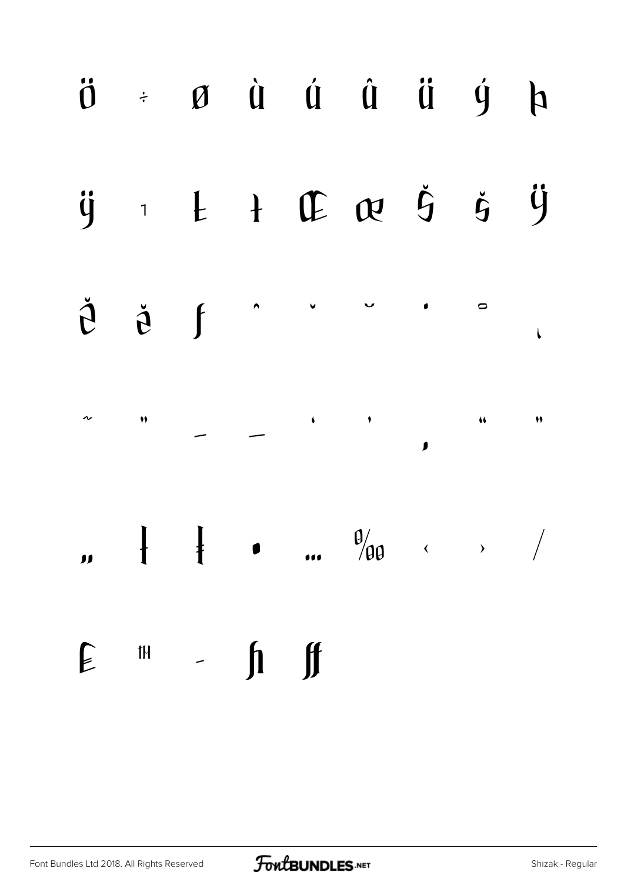ö ÷ ø ù ú û ü ý þ

ÿ ı Ł ł Œ œ Š š Ÿ

Ž ž ƒ ˆ ˇ ˘ ˙ ˚ ˛

˜ ˝ – — ‘ ’ ‚ “ ”

„ † ‡ • … ‰ ‹ › ⁄

€ ™ − ﬁ ﬂ